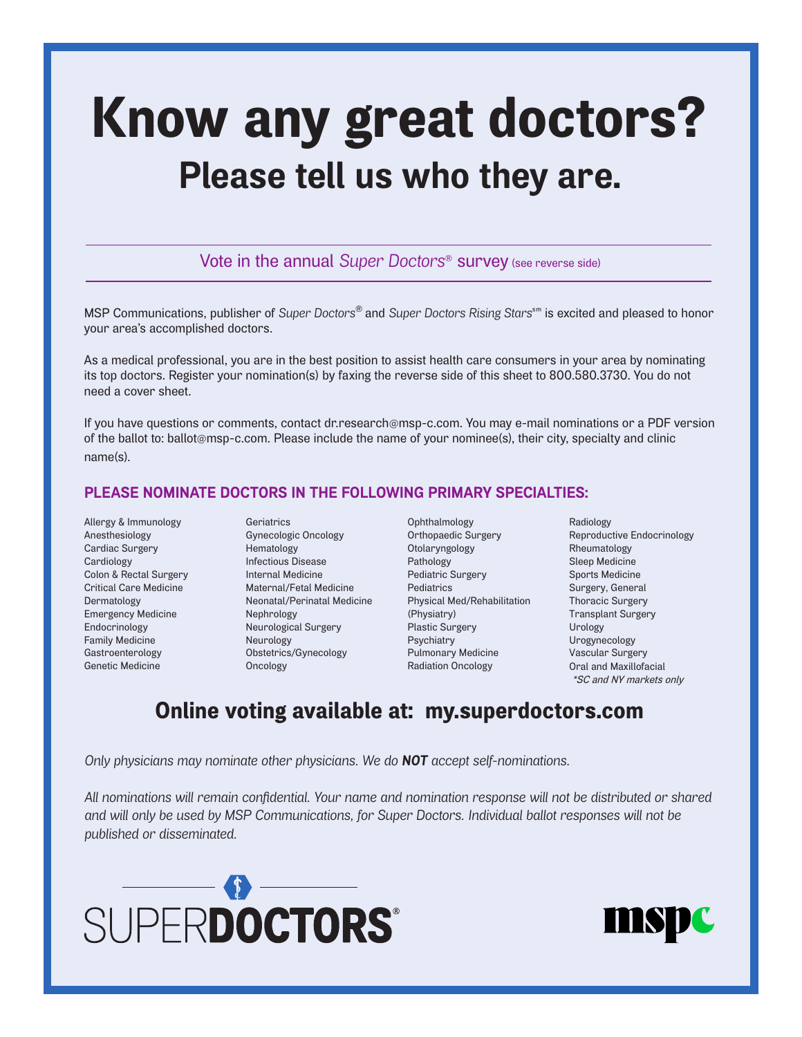# Know any great doctors?

## Please tell us who they are.

Vote in the annual *Super Doctors*® survey (see reverse side)

MSP Communications, publisher of *Super Doctors*® and *Super Doctors Rising Stars*℠ is excited and pleased to honor your area's accomplished doctors.

As a medical professional, you are in the best position to assist health care consumers in your area by nominating its top doctors. Register your nomination(s) by faxing the reverse side of this sheet to 800.580.3730. You do not need a cover sheet.

If you have questions or comments, contact dr.research@msp-c.com. You may e-mail nominations or a PDF version of the ballot to: ballot@msp-c.com. Please include the name of your nominee(s), their city, specialty and clinic name(s).

### PLEASE NOMINATE DOCTORS IN THE FOLLOWING PRIMARY SPECIALTIES:

- Allergy & Immunology
- Anesthesiology
- Cardiac Surgery
- Cardiology
- Colon & Rectal Surgery
- Critical Care Medicine
- Dermatology
- Emergency Medicine
- Endocrinology
- Family Medicine
- Gastroenterology
- Genetic Medicine
- Geriatrics
- Gynecologic Oncology
- Hematology
- Infectious Disease
- Internal Medicine
- Maternal/Fetal Medicine
- Neonatal/Perinatal Medicine
- Nephrology
- Neurological Surgery
- Neurology
- Obstetrics/Gynecology
- Oncology
- Ophthalmology
- Orthopaedic Surgery
- Otolaryngology
- Pathology
- Pediatric Surgery
- Pediatrics
- Physical Med/Rehabilitation (Physiatry)
- Plastic Surgery
- Psychiatry
- Pulmonary Medicine
- Radiation Oncology
- Radiology
- Reproductive Endocrinology
- Rheumatology
- Sleep Medicine
- Sports Medicine
- Surgery, General
- Thoracic Surgery
- Transplant Surgery
- Urology
- Urogynecology
- Vascular Surgery
- Oral and Maxillofacial *\*SC and NY markets only*

## Online voting available at: my.superdoctors.com

*Only physicians may nominate other physicians. We do **NOT** accept self-nominations.*

*All nominations will remain confidential. Your name and nomination response will not be distributed or shared and will only be used by MSP Communications, for Super Doctors. Individual ballot responses will not be published or disseminated.*

SUPER**DOCTORS**®

mspc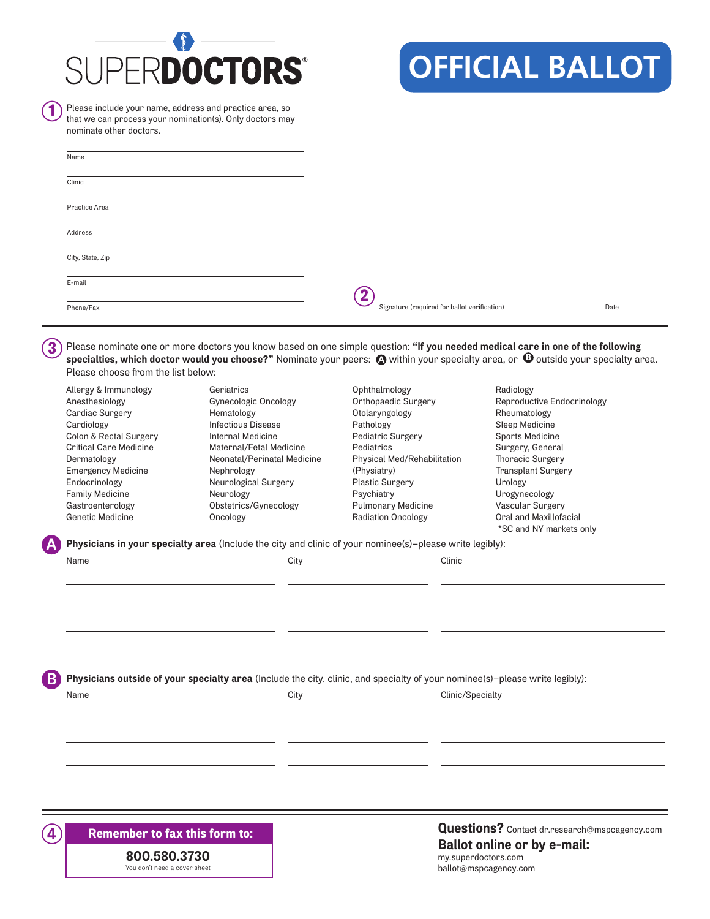SUPERDOCTORS®

# OFFICIAL BALLOT

**1** Please include your name, address and practice area, so that we can process your nomination(s). Only doctors may nominate other doctors.

Name

Clinic

Practice Area

Address

City, State, Zip

E-mail

Phone/Fax

**2** Signature (required for ballot verification) Date

**3** Please nominate one or more doctors you know based on one simple question: **"If you needed medical care in one of the following specialties, which doctor would you choose?"** Nominate your peers: **A** within your specialty area, or **B** outside your specialty area. Please choose from the list below:

Allergy & Immunology
Anesthesiology
Cardiac Surgery
Cardiology
Colon & Rectal Surgery
Critical Care Medicine
Dermatology
Emergency Medicine
Endocrinology
Family Medicine
Gastroenterology
Genetic Medicine
Geriatrics
Gynecologic Oncology
Hematology
Infectious Disease
Internal Medicine
Maternal/Fetal Medicine
Neonatal/Perinatal Medicine
Nephrology
Neurological Surgery
Neurology
Obstetrics/Gynecology
Oncology
Ophthalmology
Orthopaedic Surgery
Otolaryngology
Pathology
Pediatric Surgery
Pediatrics
Physical Med/Rehabilitation (Physiatry)
Plastic Surgery
Psychiatry
Pulmonary Medicine
Radiation Oncology
Radiology
Reproductive Endocrinology
Rheumatology
Sleep Medicine
Sports Medicine
Surgery, General
Thoracic Surgery
Transplant Surgery
Urology
Urogynecology
Vascular Surgery
Oral and Maxillofacial
*SC and NY markets only

**A** **Physicians in your specialty area** (Include the city and clinic of your nominee(s)–please write legibly):

| Name | City | Clinic |
|---|---|---|
| | | |
| | | |
| | | |
| | | |

**B** **Physicians outside of your specialty area** (Include the city, clinic, and specialty of your nominee(s)–please write legibly):

| Name | City | Clinic/Specialty |
|---|---|---|
| | | |
| | | |
| | | |
| | | |

**4** **Remember to fax this form to:**

**800.580.3730**
You don't need a cover sheet

**Questions?** Contact dr.research@mspcagency.com

**Ballot online or by e-mail:**
my.superdoctors.com
ballot@mspcagency.com